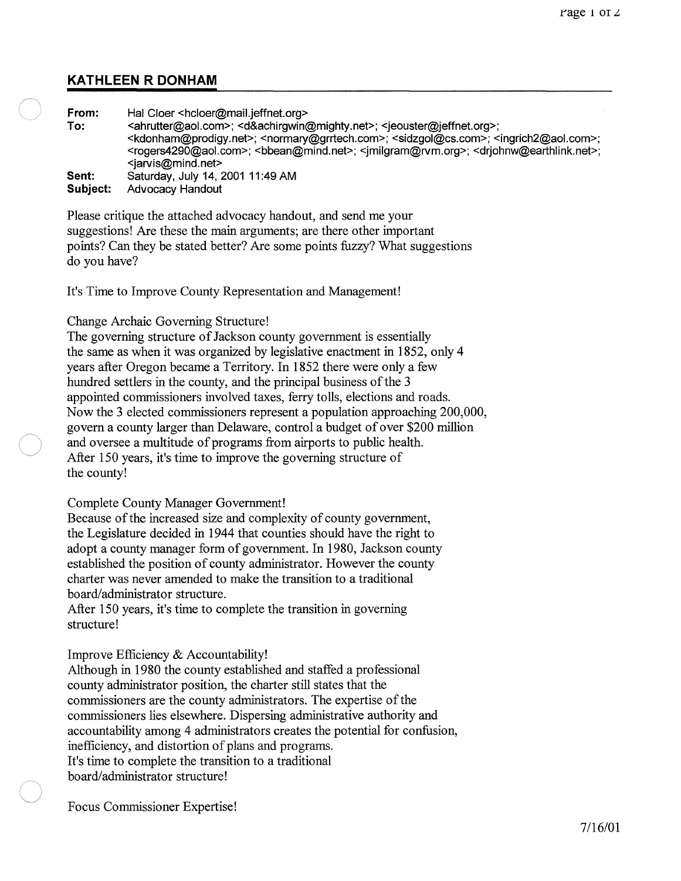## KATHLEEN R DONHAM

**From:** Hal Cloer <hcloer@mail.jeffnet.org>
**To:** <ahrutter@aol.com>; <d&achirgwin@mighty.net>; <jeouster@jeffnet.org>; <kdonham@prodigy.net>; <normary@grrtech.com>; <sidzgol@cs.com>; <ingrich2@aol.com>; <rogers4290@aol.com>; <bbean@mind.net>; <jmilgram@rvm.org>; <drjohnw@earthlink.net>; <jarvis@mind.net>
**Sent:** Saturday, July 14, 2001 11:49 AM
**Subject:** Advocacy Handout

Please critique the attached advocacy handout, and send me your suggestions! Are these the main arguments; are there other important points? Can they be stated better? Are some points fuzzy? What suggestions do you have?

It's Time to Improve County Representation and Management!

Change Archaic Governing Structure!
The governing structure of Jackson county government is essentially the same as when it was organized by legislative enactment in 1852, only 4 years after Oregon became a Territory. In 1852 there were only a few hundred settlers in the county, and the principal business of the 3 appointed commissioners involved taxes, ferry tolls, elections and roads. Now the 3 elected commissioners represent a population approaching 200,000, govern a county larger than Delaware, control a budget of over $200 million and oversee a multitude of programs from airports to public health.
After 150 years, it's time to improve the governing structure of the county!

Complete County Manager Government!
Because of the increased size and complexity of county government, the Legislature decided in 1944 that counties should have the right to adopt a county manager form of government. In 1980, Jackson county established the position of county administrator. However the county charter was never amended to make the transition to a traditional board/administrator structure.
After 150 years, it's time to complete the transition in governing structure!

Improve Efficiency & Accountability!
Although in 1980 the county established and staffed a professional county administrator position, the charter still states that the commissioners are the county administrators. The expertise of the commissioners lies elsewhere. Dispersing administrative authority and accountability among 4 administrators creates the potential for confusion, inefficiency, and distortion of plans and programs.
It's time to complete the transition to a traditional board/administrator structure!

Focus Commissioner Expertise!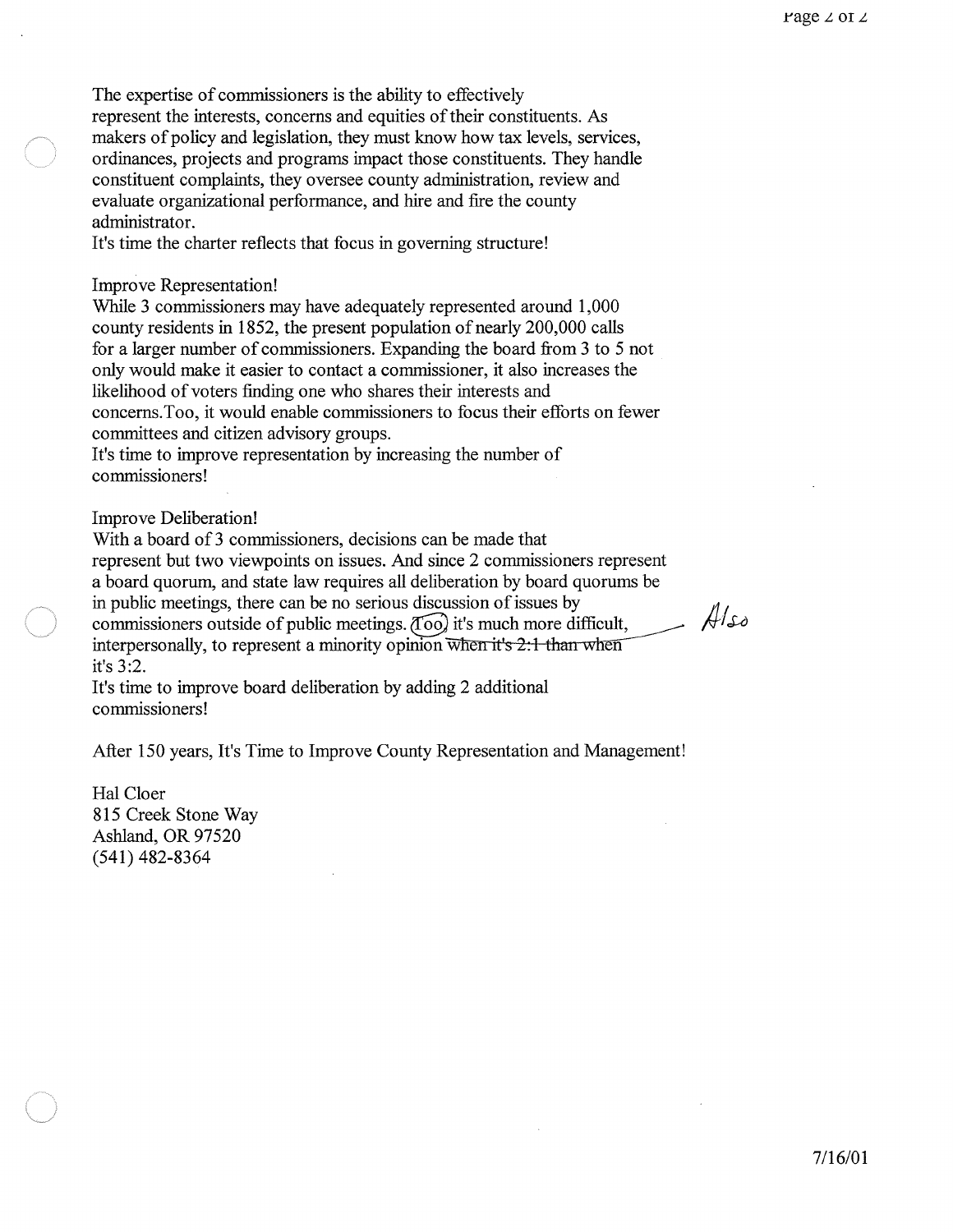The expertise of commissioners is the ability to effectively represent the interests, concerns and equities of their constituents. As makers of policy and legislation, they must know how tax levels, services, ordinances, projects and programs impact those constituents. They handle constituent complaints, they oversee county administration, review and evaluate organizational performance, and hire and fire the county administrator.
It's time the charter reflects that focus in governing structure!

Improve Representation!
While 3 commissioners may have adequately represented around 1,000 county residents in 1852, the present population of nearly 200,000 calls for a larger number of commissioners. Expanding the board from 3 to 5 not only would make it easier to contact a commissioner, it also increases the likelihood of voters finding one who shares their interests and concerns.Too, it would enable commissioners to focus their efforts on fewer committees and citizen advisory groups.
It's time to improve representation by increasing the number of commissioners!

Improve Deliberation!
With a board of 3 commissioners, decisions can be made that represent but two viewpoints on issues. And since 2 commissioners represent a board quorum, and state law requires all deliberation by board quorums be in public meetings, there can be no serious discussion of issues by commissioners outside of public meetings. Too it's much more difficult, interpersonally, to represent a minority opinion ~~when it's 2:1 than when~~ it's 3:2. *Also*
It's time to improve board deliberation by adding 2 additional commissioners!

After 150 years, It's Time to Improve County Representation and Management!

Hal Cloer
815 Creek Stone Way
Ashland, OR 97520
(541) 482-8364

7/16/01